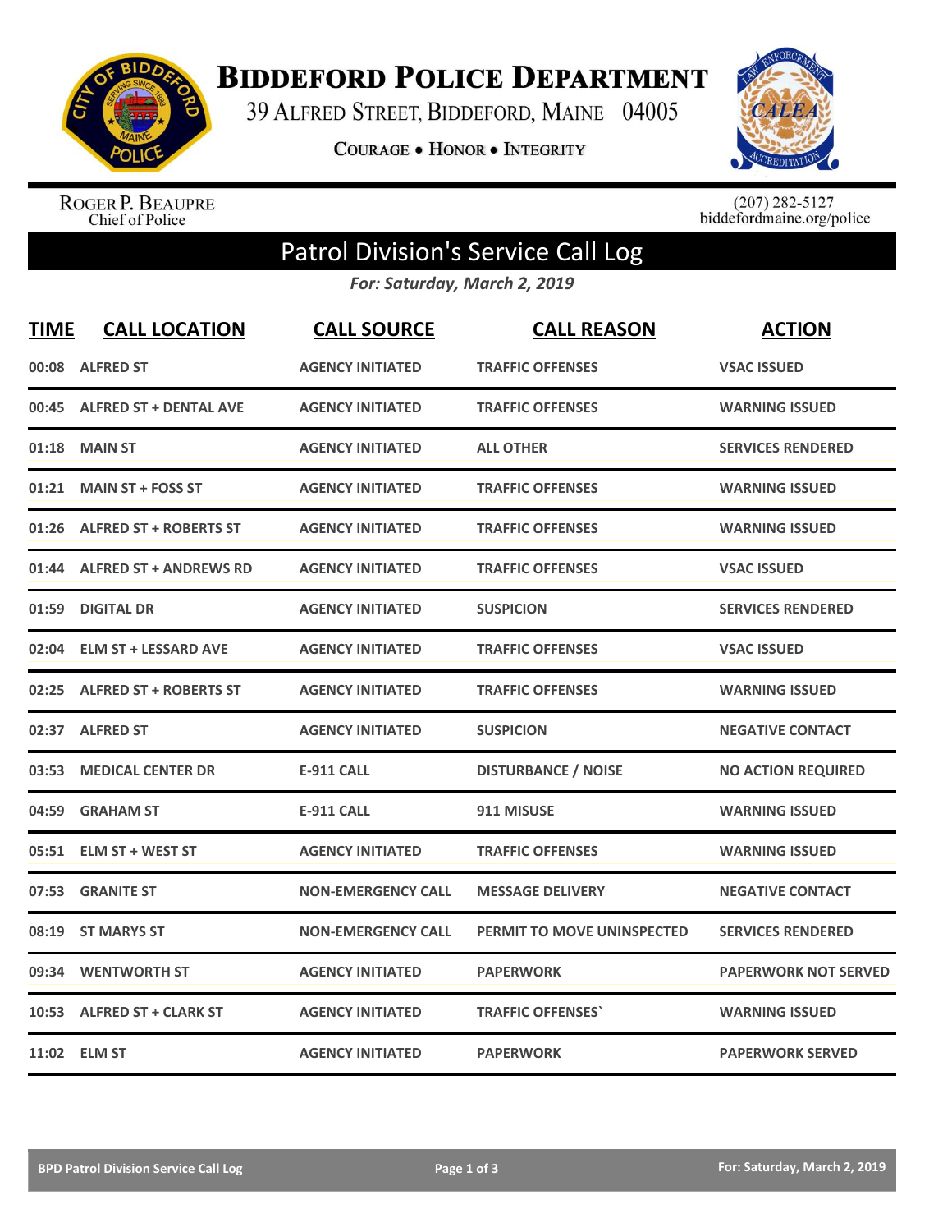# BIDDEFORD POLICE DEPARTMENT

39 ALFRED STREET, BIDDEFORD, MAINE 04005

COURAGE • HONOR • INTEGRITY

ROGER P. BEAUPRE
Chief of Police

(207) 282-5127
biddefordmaine.org/police

## Patrol Division's Service Call Log

*For: Saturday, March 2, 2019*

| TIME | CALL LOCATION | CALL SOURCE | CALL REASON | ACTION |
|---|---|---|---|---|
| 00:08 | ALFRED ST | AGENCY INITIATED | TRAFFIC OFFENSES | VSAC ISSUED |
| 00:45 | ALFRED ST + DENTAL AVE | AGENCY INITIATED | TRAFFIC OFFENSES | WARNING ISSUED |
| 01:18 | MAIN ST | AGENCY INITIATED | ALL OTHER | SERVICES RENDERED |
| 01:21 | MAIN ST + FOSS ST | AGENCY INITIATED | TRAFFIC OFFENSES | WARNING ISSUED |
| 01:26 | ALFRED ST + ROBERTS ST | AGENCY INITIATED | TRAFFIC OFFENSES | WARNING ISSUED |
| 01:44 | ALFRED ST + ANDREWS RD | AGENCY INITIATED | TRAFFIC OFFENSES | VSAC ISSUED |
| 01:59 | DIGITAL DR | AGENCY INITIATED | SUSPICION | SERVICES RENDERED |
| 02:04 | ELM ST + LESSARD AVE | AGENCY INITIATED | TRAFFIC OFFENSES | VSAC ISSUED |
| 02:25 | ALFRED ST + ROBERTS ST | AGENCY INITIATED | TRAFFIC OFFENSES | WARNING ISSUED |
| 02:37 | ALFRED ST | AGENCY INITIATED | SUSPICION | NEGATIVE CONTACT |
| 03:53 | MEDICAL CENTER DR | E-911 CALL | DISTURBANCE / NOISE | NO ACTION REQUIRED |
| 04:59 | GRAHAM ST | E-911 CALL | 911 MISUSE | WARNING ISSUED |
| 05:51 | ELM ST + WEST ST | AGENCY INITIATED | TRAFFIC OFFENSES | WARNING ISSUED |
| 07:53 | GRANITE ST | NON-EMERGENCY CALL | MESSAGE DELIVERY | NEGATIVE CONTACT |
| 08:19 | ST MARYS ST | NON-EMERGENCY CALL | PERMIT TO MOVE UNINSPECTED | SERVICES RENDERED |
| 09:34 | WENTWORTH ST | AGENCY INITIATED | PAPERWORK | PAPERWORK NOT SERVED |
| 10:53 | ALFRED ST + CLARK ST | AGENCY INITIATED | TRAFFIC OFFENSES` | WARNING ISSUED |
| 11:02 | ELM ST | AGENCY INITIATED | PAPERWORK | PAPERWORK SERVED |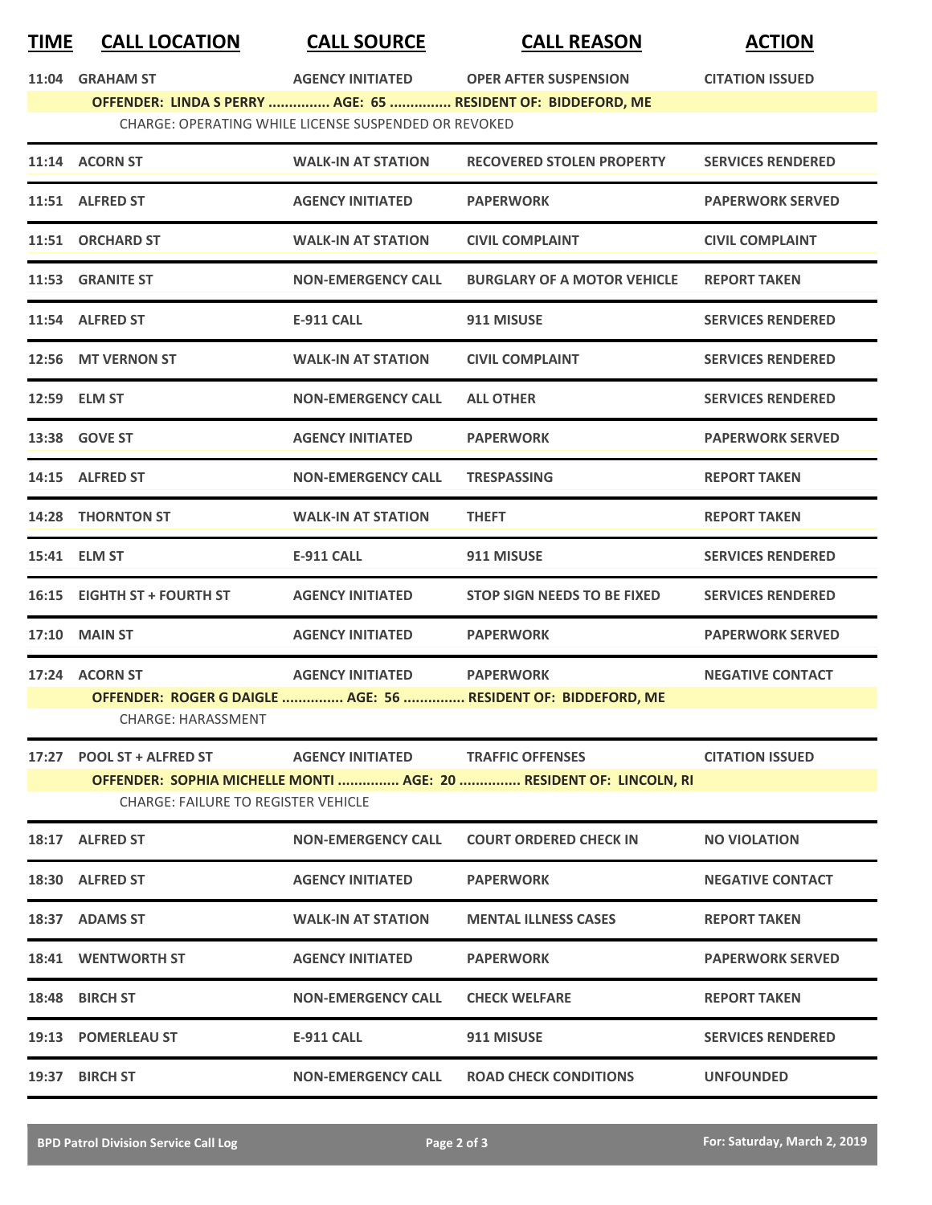| TIME | CALL LOCATION | CALL SOURCE | CALL REASON | ACTION |
|---|---|---|---|---|
| 11:04 | GRAHAM ST | AGENCY INITIATED | OPER AFTER SUSPENSION | CITATION ISSUED |
| | OFFENDER: LINDA S PERRY ............... AGE: 65 ............... RESIDENT OF: BIDDEFORD, ME | | | |
| | CHARGE: OPERATING WHILE LICENSE SUSPENDED OR REVOKED | | | |
| 11:14 | ACORN ST | WALK-IN AT STATION | RECOVERED STOLEN PROPERTY | SERVICES RENDERED |
| 11:51 | ALFRED ST | AGENCY INITIATED | PAPERWORK | PAPERWORK SERVED |
| 11:51 | ORCHARD ST | WALK-IN AT STATION | CIVIL COMPLAINT | CIVIL COMPLAINT |
| 11:53 | GRANITE ST | NON-EMERGENCY CALL | BURGLARY OF A MOTOR VEHICLE | REPORT TAKEN |
| 11:54 | ALFRED ST | E-911 CALL | 911 MISUSE | SERVICES RENDERED |
| 12:56 | MT VERNON ST | WALK-IN AT STATION | CIVIL COMPLAINT | SERVICES RENDERED |
| 12:59 | ELM ST | NON-EMERGENCY CALL | ALL OTHER | SERVICES RENDERED |
| 13:38 | GOVE ST | AGENCY INITIATED | PAPERWORK | PAPERWORK SERVED |
| 14:15 | ALFRED ST | NON-EMERGENCY CALL | TRESPASSING | REPORT TAKEN |
| 14:28 | THORNTON ST | WALK-IN AT STATION | THEFT | REPORT TAKEN |
| 15:41 | ELM ST | E-911 CALL | 911 MISUSE | SERVICES RENDERED |
| 16:15 | EIGHTH ST + FOURTH ST | AGENCY INITIATED | STOP SIGN NEEDS TO BE FIXED | SERVICES RENDERED |
| 17:10 | MAIN ST | AGENCY INITIATED | PAPERWORK | PAPERWORK SERVED |
| 17:24 | ACORN ST | AGENCY INITIATED | PAPERWORK | NEGATIVE CONTACT |
| | OFFENDER: ROGER G DAIGLE ............... AGE: 56 ............... RESIDENT OF: BIDDEFORD, ME | | | |
| | CHARGE: HARASSMENT | | | |
| 17:27 | POOL ST + ALFRED ST | AGENCY INITIATED | TRAFFIC OFFENSES | CITATION ISSUED |
| | OFFENDER: SOPHIA MICHELLE MONTI ............... AGE: 20 ............... RESIDENT OF: LINCOLN, RI | | | |
| | CHARGE: FAILURE TO REGISTER VEHICLE | | | |
| 18:17 | ALFRED ST | NON-EMERGENCY CALL | COURT ORDERED CHECK IN | NO VIOLATION |
| 18:30 | ALFRED ST | AGENCY INITIATED | PAPERWORK | NEGATIVE CONTACT |
| 18:37 | ADAMS ST | WALK-IN AT STATION | MENTAL ILLNESS CASES | REPORT TAKEN |
| 18:41 | WENTWORTH ST | AGENCY INITIATED | PAPERWORK | PAPERWORK SERVED |
| 18:48 | BIRCH ST | NON-EMERGENCY CALL | CHECK WELFARE | REPORT TAKEN |
| 19:13 | POMERLEAU ST | E-911 CALL | 911 MISUSE | SERVICES RENDERED |
| 19:37 | BIRCH ST | NON-EMERGENCY CALL | ROAD CHECK CONDITIONS | UNFOUNDED |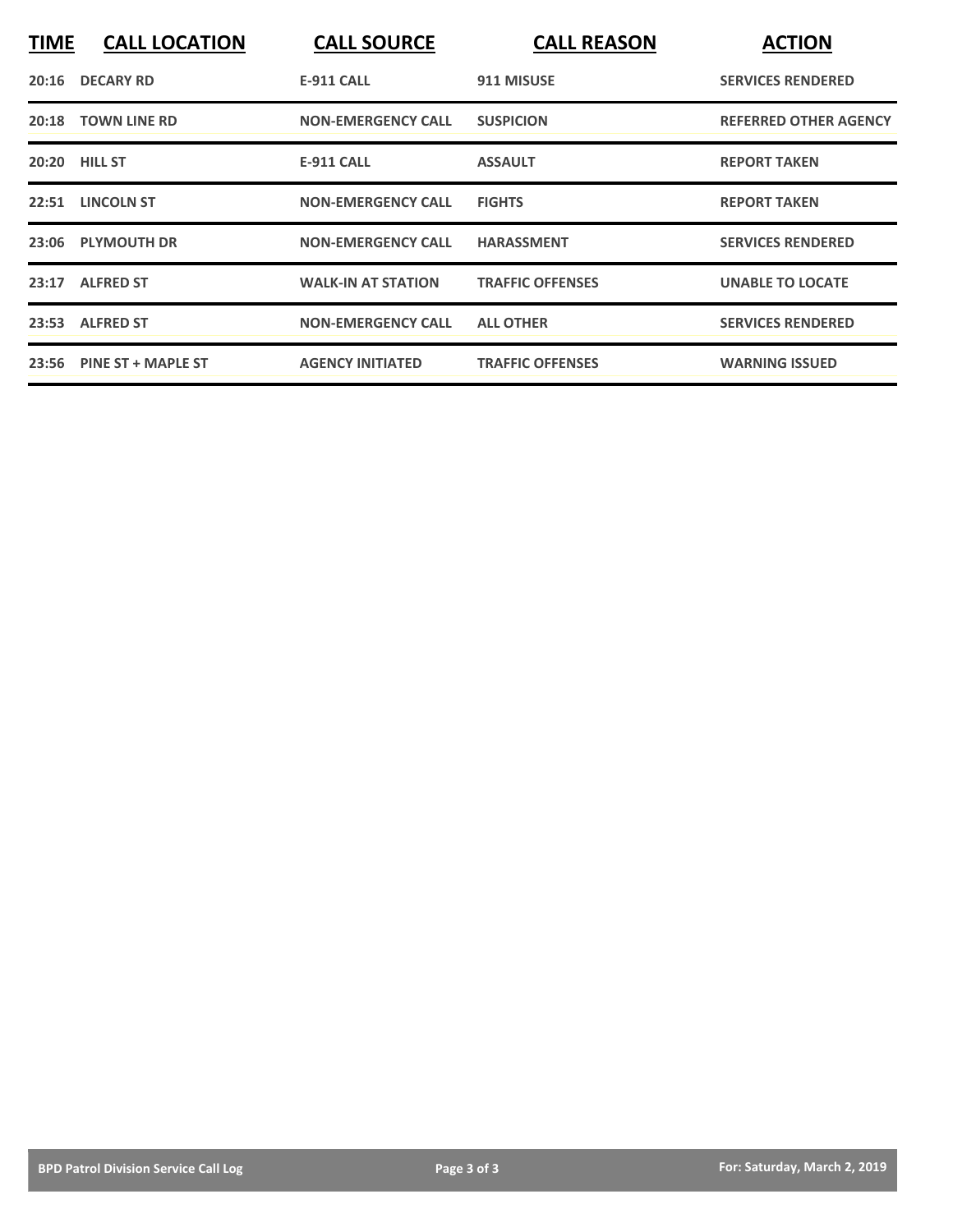| TIME | CALL LOCATION | CALL SOURCE | CALL REASON | ACTION |
|---|---|---|---|---|
| 20:16 | DECARY RD | E-911 CALL | 911 MISUSE | SERVICES RENDERED |
| 20:18 | TOWN LINE RD | NON-EMERGENCY CALL | SUSPICION | REFERRED OTHER AGENCY |
| 20:20 | HILL ST | E-911 CALL | ASSAULT | REPORT TAKEN |
| 22:51 | LINCOLN ST | NON-EMERGENCY CALL | FIGHTS | REPORT TAKEN |
| 23:06 | PLYMOUTH DR | NON-EMERGENCY CALL | HARASSMENT | SERVICES RENDERED |
| 23:17 | ALFRED ST | WALK-IN AT STATION | TRAFFIC OFFENSES | UNABLE TO LOCATE |
| 23:53 | ALFRED ST | NON-EMERGENCY CALL | ALL OTHER | SERVICES RENDERED |
| 23:56 | PINE ST + MAPLE ST | AGENCY INITIATED | TRAFFIC OFFENSES | WARNING ISSUED |